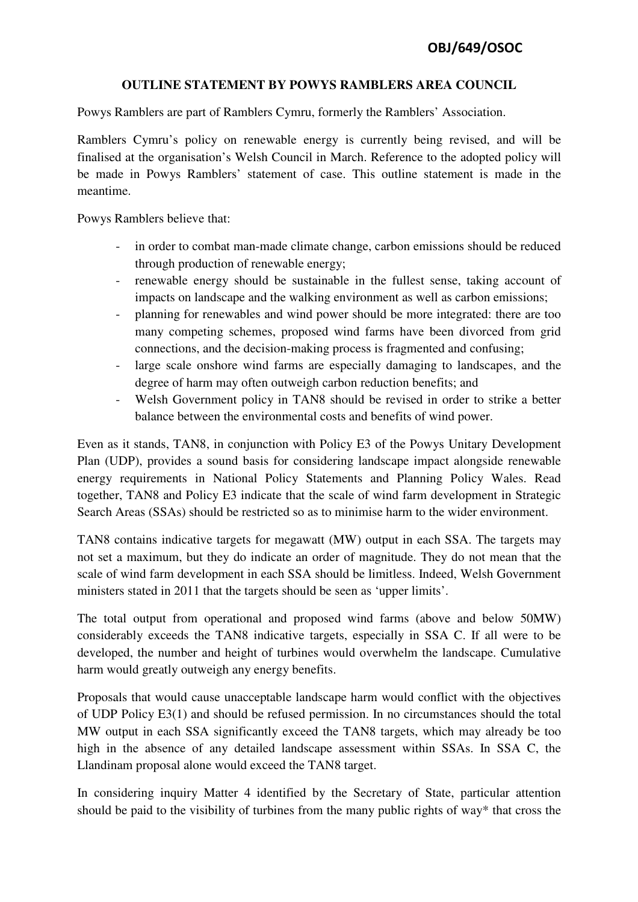OBJ/649/OSOC

# OUTLINE STATEMENT BY POWYS RAMBLERS AREA COUNCIL

Powys Ramblers are part of Ramblers Cymru, formerly the Ramblers' Association.

Ramblers Cymru's policy on renewable energy is currently being revised, and will be finalised at the organisation's Welsh Council in March. Reference to the adopted policy will be made in Powys Ramblers' statement of case. This outline statement is made in the meantime.

Powys Ramblers believe that:

- in order to combat man-made climate change, carbon emissions should be reduced through production of renewable energy;
- renewable energy should be sustainable in the fullest sense, taking account of impacts on landscape and the walking environment as well as carbon emissions;
- planning for renewables and wind power should be more integrated: there are too many competing schemes, proposed wind farms have been divorced from grid connections, and the decision-making process is fragmented and confusing;
- large scale onshore wind farms are especially damaging to landscapes, and the degree of harm may often outweigh carbon reduction benefits; and
- Welsh Government policy in TAN8 should be revised in order to strike a better balance between the environmental costs and benefits of wind power.

Even as it stands, TAN8, in conjunction with Policy E3 of the Powys Unitary Development Plan (UDP), provides a sound basis for considering landscape impact alongside renewable energy requirements in National Policy Statements and Planning Policy Wales. Read together, TAN8 and Policy E3 indicate that the scale of wind farm development in Strategic Search Areas (SSAs) should be restricted so as to minimise harm to the wider environment.

TAN8 contains indicative targets for megawatt (MW) output in each SSA. The targets may not set a maximum, but they do indicate an order of magnitude. They do not mean that the scale of wind farm development in each SSA should be limitless. Indeed, Welsh Government ministers stated in 2011 that the targets should be seen as 'upper limits'.

The total output from operational and proposed wind farms (above and below 50MW) considerably exceeds the TAN8 indicative targets, especially in SSA C. If all were to be developed, the number and height of turbines would overwhelm the landscape. Cumulative harm would greatly outweigh any energy benefits.

Proposals that would cause unacceptable landscape harm would conflict with the objectives of UDP Policy E3(1) and should be refused permission. In no circumstances should the total MW output in each SSA significantly exceed the TAN8 targets, which may already be too high in the absence of any detailed landscape assessment within SSAs. In SSA C, the Llandinam proposal alone would exceed the TAN8 target.

In considering inquiry Matter 4 identified by the Secretary of State, particular attention should be paid to the visibility of turbines from the many public rights of way* that cross the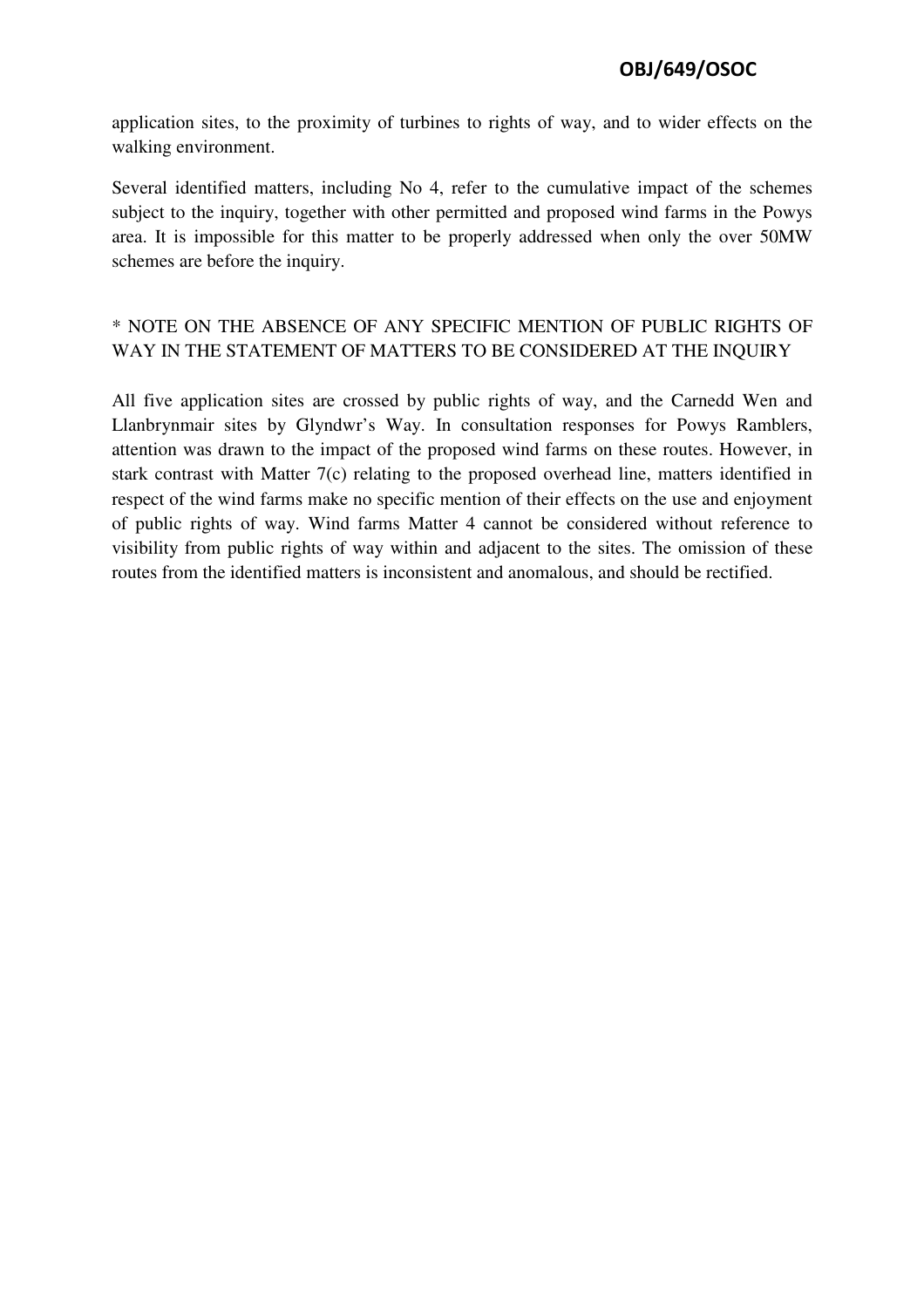application sites, to the proximity of turbines to rights of way, and to wider effects on the walking environment.

Several identified matters, including No 4, refer to the cumulative impact of the schemes subject to the inquiry, together with other permitted and proposed wind farms in the Powys area. It is impossible for this matter to be properly addressed when only the over 50MW schemes are before the inquiry.

* NOTE ON THE ABSENCE OF ANY SPECIFIC MENTION OF PUBLIC RIGHTS OF WAY IN THE STATEMENT OF MATTERS TO BE CONSIDERED AT THE INQUIRY

All five application sites are crossed by public rights of way, and the Carnedd Wen and Llanbrynmair sites by Glyndwr's Way. In consultation responses for Powys Ramblers, attention was drawn to the impact of the proposed wind farms on these routes. However, in stark contrast with Matter 7(c) relating to the proposed overhead line, matters identified in respect of the wind farms make no specific mention of their effects on the use and enjoyment of public rights of way. Wind farms Matter 4 cannot be considered without reference to visibility from public rights of way within and adjacent to the sites. The omission of these routes from the identified matters is inconsistent and anomalous, and should be rectified.